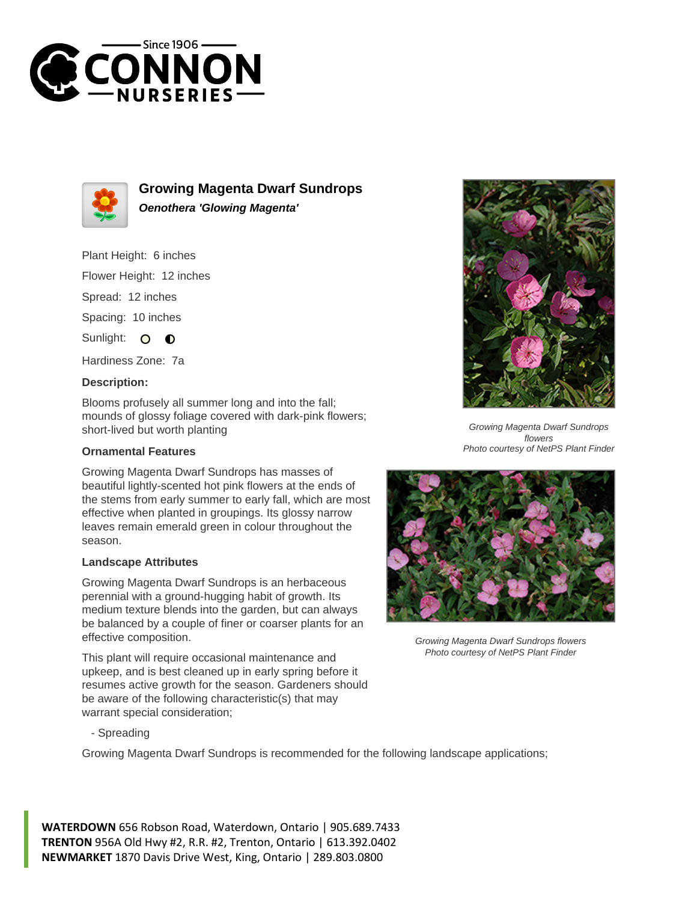# Growing Magenta Dwarf Sundrops

***Oenothera 'Glowing Magenta'***

Plant Height: 6 inches

Flower Height: 12 inches

Spread: 12 inches

Spacing: 10 inches

Sunlight: ○ ◐

Hardiness Zone: 7a

**Description:**

Blooms profusely all summer long and into the fall; mounds of glossy foliage covered with dark-pink flowers; short-lived but worth planting

### Ornamental Features

Growing Magenta Dwarf Sundrops has masses of beautiful lightly-scented hot pink flowers at the ends of the stems from early summer to early fall, which are most effective when planted in groupings. Its glossy narrow leaves remain emerald green in colour throughout the season.

### Landscape Attributes

Growing Magenta Dwarf Sundrops is an herbaceous perennial with a ground-hugging habit of growth. Its medium texture blends into the garden, but can always be balanced by a couple of finer or coarser plants for an effective composition.

This plant will require occasional maintenance and upkeep, and is best cleaned up in early spring before it resumes active growth for the season. Gardeners should be aware of the following characteristic(s) that may warrant special consideration;

- Spreading

Growing Magenta Dwarf Sundrops is recommended for the following landscape applications;

*Growing Magenta Dwarf Sundrops flowers*
*Photo courtesy of NetPS Plant Finder*

*Growing Magenta Dwarf Sundrops flowers*
*Photo courtesy of NetPS Plant Finder*

**WATERDOWN** 656 Robson Road, Waterdown, Ontario | 905.689.7433
**TRENTON** 956A Old Hwy #2, R.R. #2, Trenton, Ontario | 613.392.0402
**NEWMARKET** 1870 Davis Drive West, King, Ontario | 289.803.0800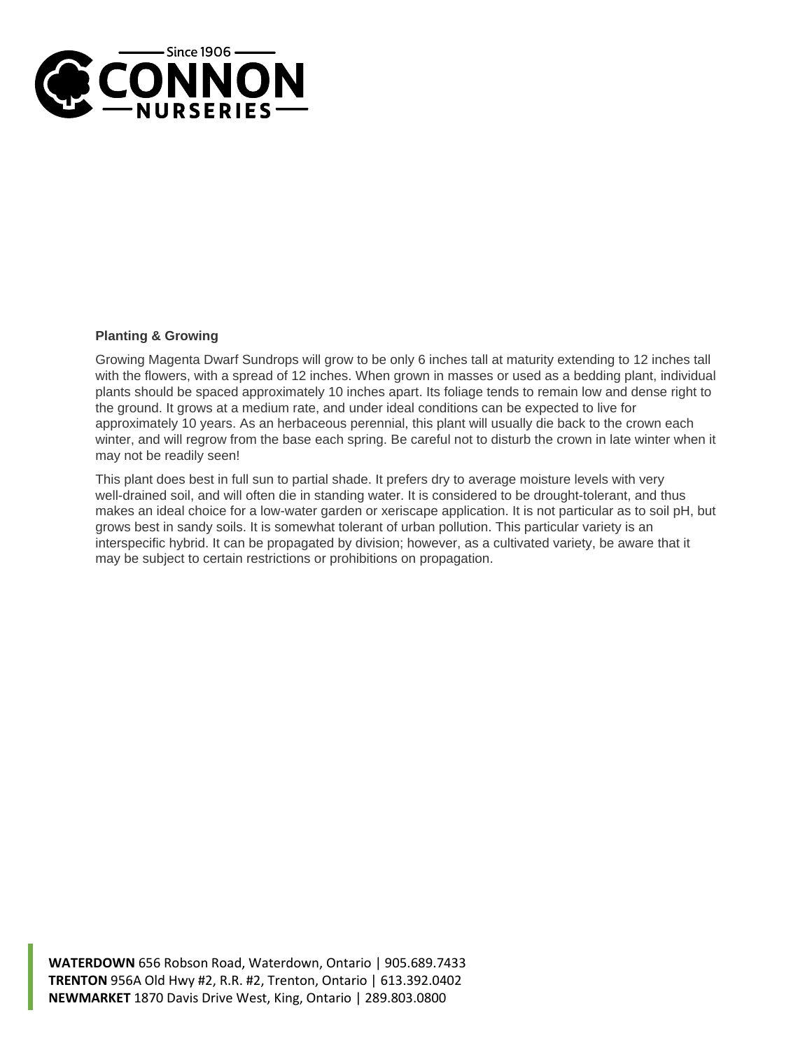### Planting & Growing

Growing Magenta Dwarf Sundrops will grow to be only 6 inches tall at maturity extending to 12 inches tall with the flowers, with a spread of 12 inches. When grown in masses or used as a bedding plant, individual plants should be spaced approximately 10 inches apart. Its foliage tends to remain low and dense right to the ground. It grows at a medium rate, and under ideal conditions can be expected to live for approximately 10 years. As an herbaceous perennial, this plant will usually die back to the crown each winter, and will regrow from the base each spring. Be careful not to disturb the crown in late winter when it may not be readily seen!

This plant does best in full sun to partial shade. It prefers dry to average moisture levels with very well-drained soil, and will often die in standing water. It is considered to be drought-tolerant, and thus makes an ideal choice for a low-water garden or xeriscape application. It is not particular as to soil pH, but grows best in sandy soils. It is somewhat tolerant of urban pollution. This particular variety is an interspecific hybrid. It can be propagated by division; however, as a cultivated variety, be aware that it may be subject to certain restrictions or prohibitions on propagation.